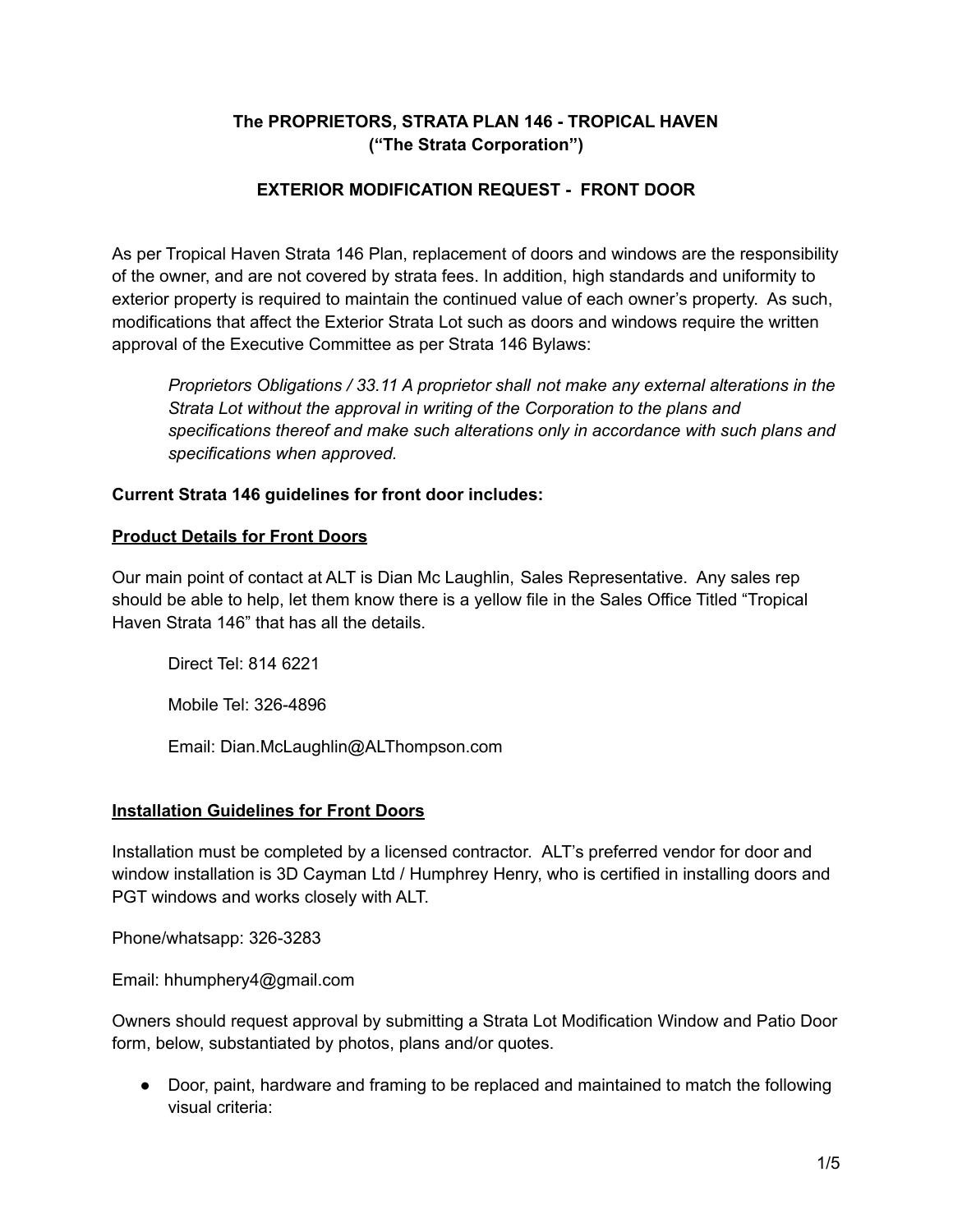**The PROPRIETORS, STRATA PLAN 146 - TROPICAL HAVEN**
**("The Strata Corporation")**

**EXTERIOR MODIFICATION REQUEST - FRONT DOOR**

As per Tropical Haven Strata 146 Plan, replacement of doors and windows are the responsibility of the owner, and are not covered by strata fees. In addition, high standards and uniformity to exterior property is required to maintain the continued value of each owner's property. As such, modifications that affect the Exterior Strata Lot such as doors and windows require the written approval of the Executive Committee as per Strata 146 Bylaws:

> *Proprietors Obligations / 33.11 A proprietor shall not make any external alterations in the Strata Lot without the approval in writing of the Corporation to the plans and specifications thereof and make such alterations only in accordance with such plans and specifications when approved.*

**Current Strata 146 guidelines for front door includes:**

**Product Details for Front Doors**

Our main point of contact at ALT is Dian Mc Laughlin, Sales Representative. Any sales rep should be able to help, let them know there is a yellow file in the Sales Office Titled "Tropical Haven Strata 146" that has all the details.

> Direct Tel: 814 6221
>
> Mobile Tel: 326-4896
>
> Email: Dian.McLaughlin@ALThompson.com

**Installation Guidelines for Front Doors**

Installation must be completed by a licensed contractor. ALT's preferred vendor for door and window installation is 3D Cayman Ltd / Humphrey Henry, who is certified in installing doors and PGT windows and works closely with ALT.

Phone/whatsapp: 326-3283

Email: hhumphery4@gmail.com

Owners should request approval by submitting a Strata Lot Modification Window and Patio Door form, below, substantiated by photos, plans and/or quotes.

- Door, paint, hardware and framing to be replaced and maintained to match the following visual criteria: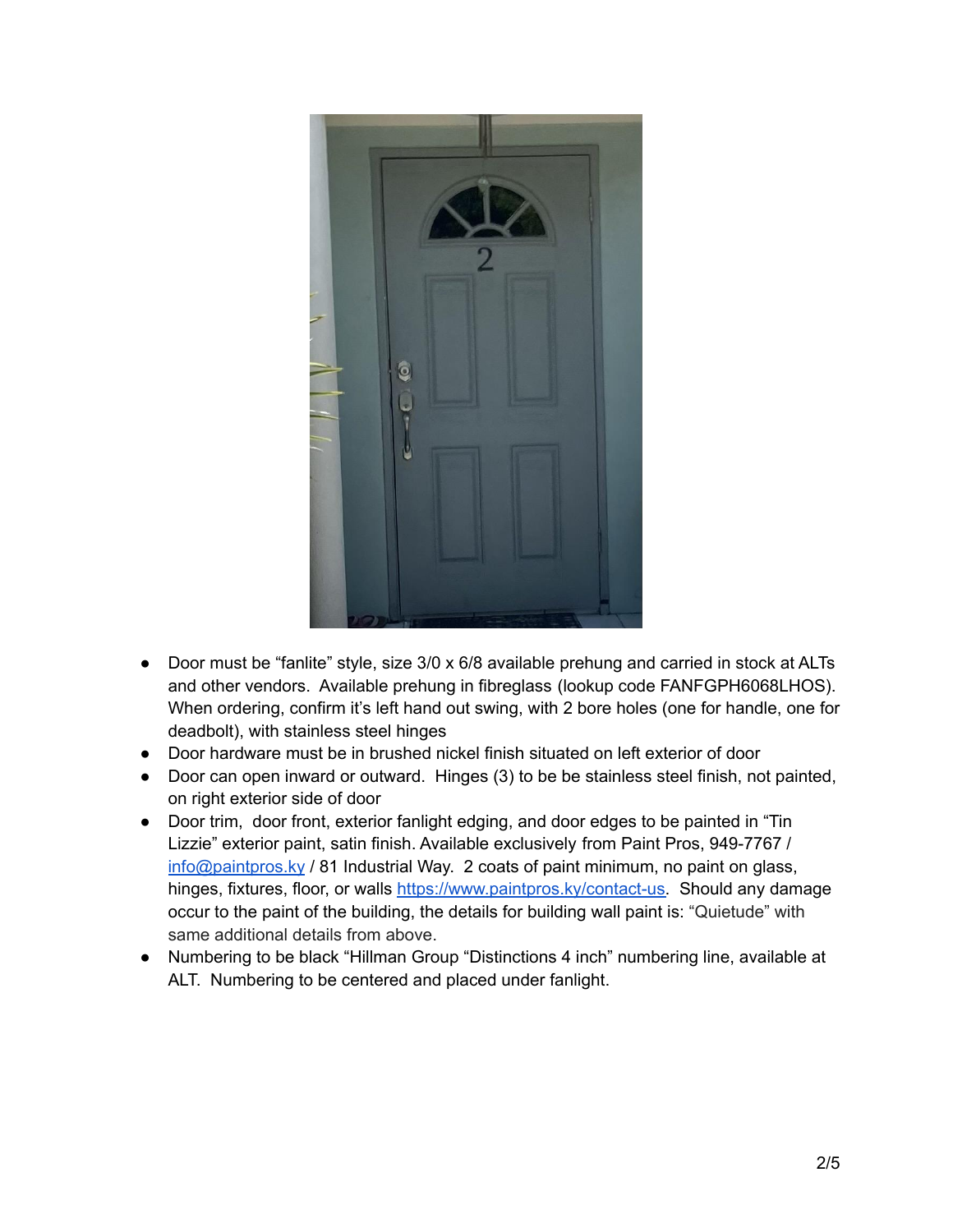- Door must be "fanlite" style, size 3/0 x 6/8 available prehung and carried in stock at ALTs and other vendors. Available prehung in fibreglass (lookup code FANFGPH6068LHOS). When ordering, confirm it's left hand out swing, with 2 bore holes (one for handle, one for deadbolt), with stainless steel hinges
- Door hardware must be in brushed nickel finish situated on left exterior of door
- Door can open inward or outward. Hinges (3) to be be stainless steel finish, not painted, on right exterior side of door
- Door trim, door front, exterior fanlight edging, and door edges to be painted in "Tin Lizzie" exterior paint, satin finish. Available exclusively from Paint Pros, 949-7767 / [info@paintpros.ky](mailto:info@paintpros.ky) / 81 Industrial Way. 2 coats of paint minimum, no paint on glass, hinges, fixtures, floor, or walls [https://www.paintpros.ky/contact-us](https://www.paintpros.ky/contact-us). Should any damage occur to the paint of the building, the details for building wall paint is: "Quietude" with same additional details from above.
- Numbering to be black "Hillman Group "Distinctions 4 inch" numbering line, available at ALT. Numbering to be centered and placed under fanlight.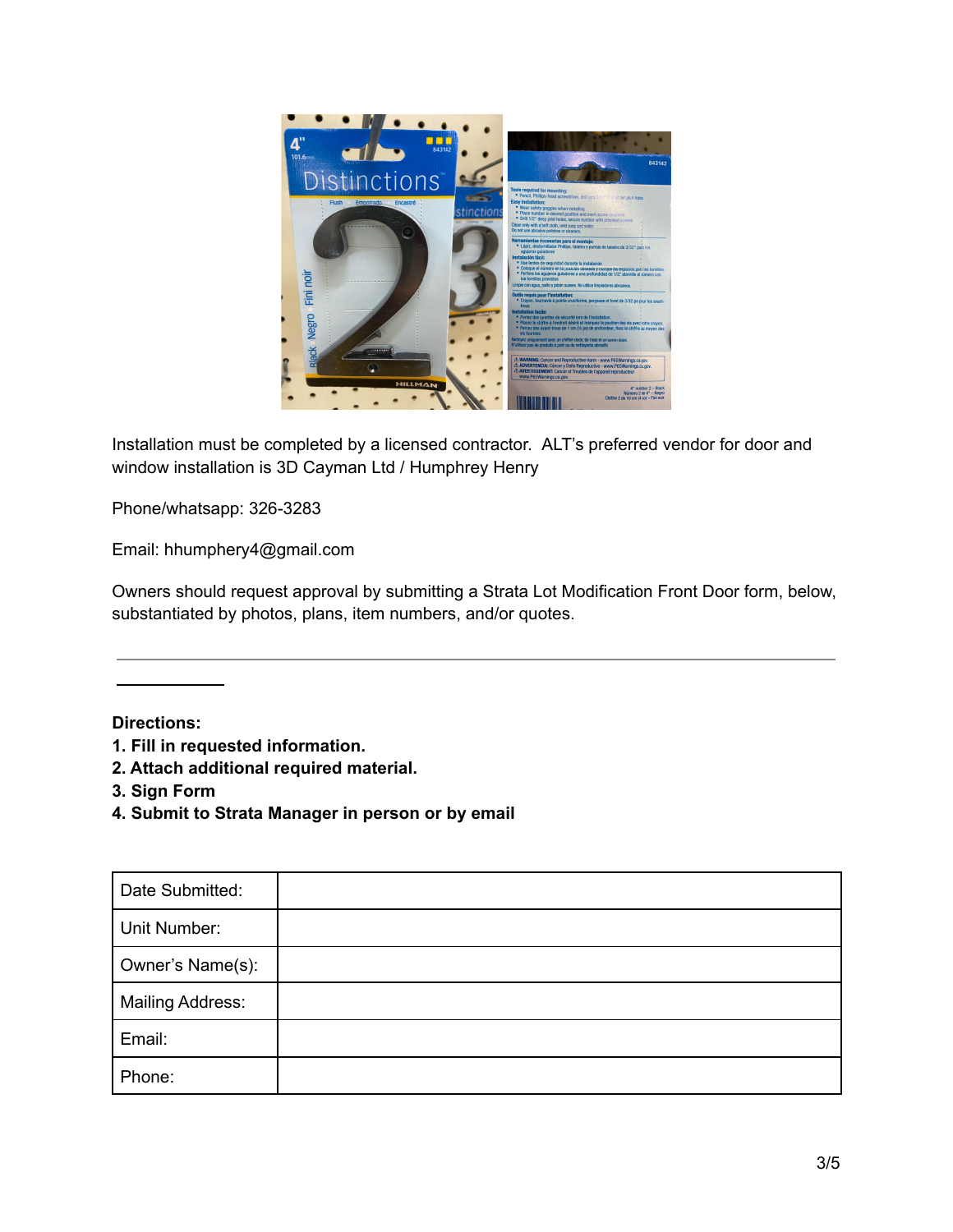Installation must be completed by a licensed contractor. ALT's preferred vendor for door and window installation is 3D Cayman Ltd / Humphrey Henry

Phone/whatsapp: 326-3283

Email: hhumphery4@gmail.com

Owners should request approval by submitting a Strata Lot Modification Front Door form, below, substantiated by photos, plans, item numbers, and/or quotes.

---

**Directions:**

**1. Fill in requested information.**
**2. Attach additional required material.**
**3. Sign Form**
**4. Submit to Strata Manager in person or by email**

| Date Submitted: | |
|---|---|
| Unit Number: | |
| Owner's Name(s): | |
| Mailing Address: | |
| Email: | |
| Phone: | |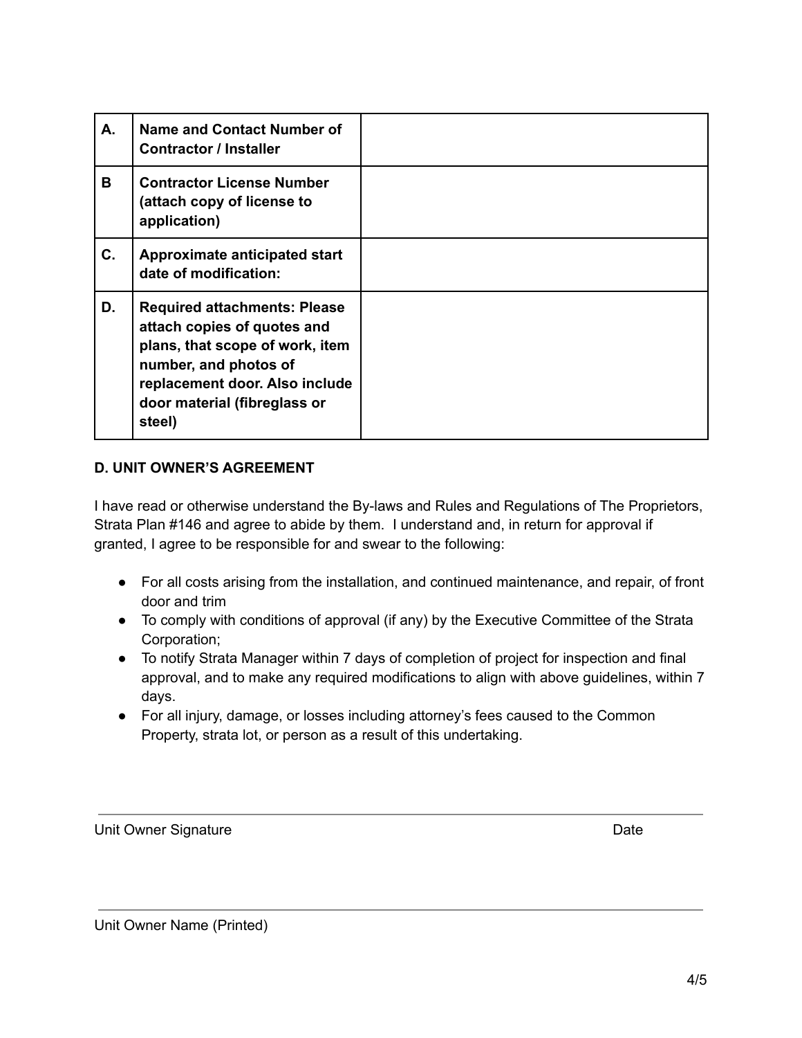| | | |
|---|---|---|
| **A.** | **Name and Contact Number of Contractor / Installer** | |
| **B** | **Contractor License Number (attach copy of license to application)** | |
| **C.** | **Approximate anticipated start date of modification:** | |
| **D.** | **Required attachments: Please attach copies of quotes and plans, that scope of work, item number, and photos of replacement door. Also include door material (fibreglass or steel)** | |

**D. UNIT OWNER'S AGREEMENT**

I have read or otherwise understand the By-laws and Rules and Regulations of The Proprietors, Strata Plan #146 and agree to abide by them. I understand and, in return for approval if granted, I agree to be responsible for and swear to the following:

- For all costs arising from the installation, and continued maintenance, and repair, of front door and trim
- To comply with conditions of approval (if any) by the Executive Committee of the Strata Corporation;
- To notify Strata Manager within 7 days of completion of project for inspection and final approval, and to make any required modifications to align with above guidelines, within 7 days.
- For all injury, damage, or losses including attorney's fees caused to the Common Property, strata lot, or person as a result of this undertaking.

_______________________________________________

Unit Owner Signature Date

_______________________________________________

Unit Owner Name (Printed)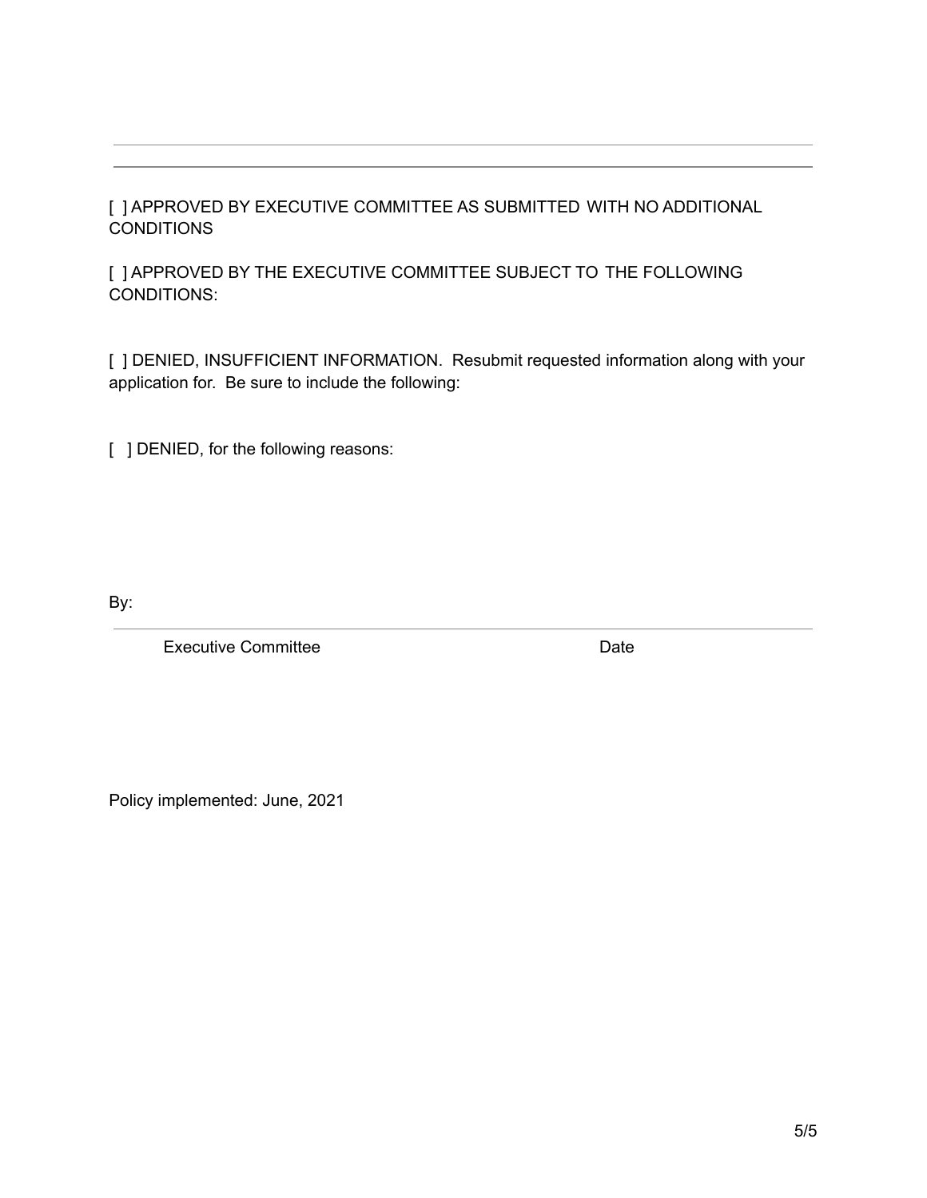[ ] APPROVED BY EXECUTIVE COMMITTEE AS SUBMITTED WITH NO ADDITIONAL CONDITIONS

[ ] APPROVED BY THE EXECUTIVE COMMITTEE SUBJECT TO THE FOLLOWING CONDITIONS:

[ ] DENIED, INSUFFICIENT INFORMATION. Resubmit requested information along with your application for. Be sure to include the following:

[ ] DENIED, for the following reasons:

By:

Executive Committee Date

Policy implemented: June, 2021